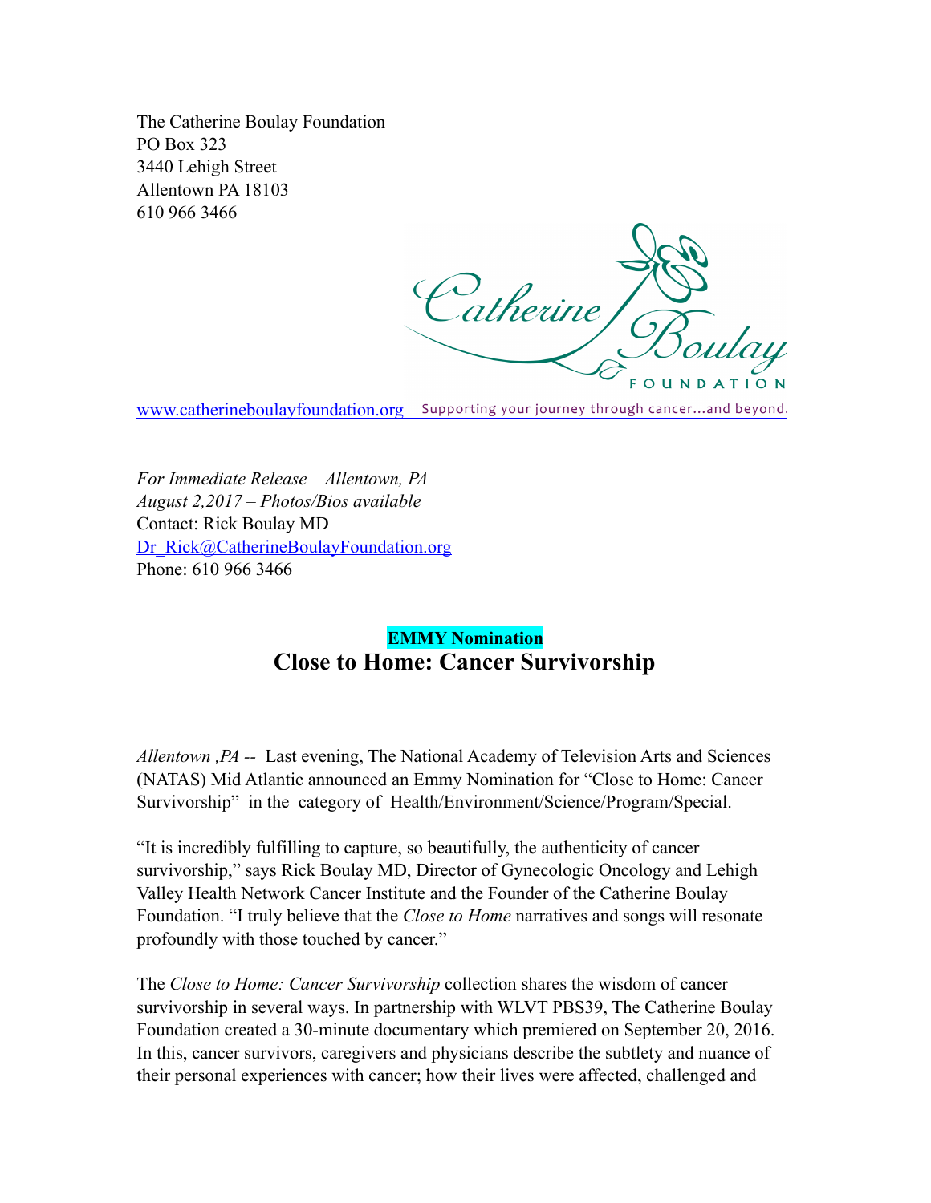The Catherine Boulay Foundation
PO Box 323
3440 Lehigh Street
Allentown PA 18103
610 966 3466

Catherine Boulay FOUNDATION

www.catherineboulayfoundation.org Supporting your journey through cancer…and beyond.

*For Immediate Release – Allentown, PA*
*August 2,2017 – Photos/Bios available*
Contact: Rick Boulay MD
Dr_Rick@CatherineBoulayFoundation.org
Phone: 610 966 3466

**EMMY Nomination**

## Close to Home: Cancer Survivorship

*Allentown ,PA --* Last evening, The National Academy of Television Arts and Sciences (NATAS) Mid Atlantic announced an Emmy Nomination for "Close to Home: Cancer Survivorship" in the category of Health/Environment/Science/Program/Special.

"It is incredibly fulfilling to capture, so beautifully, the authenticity of cancer survivorship," says Rick Boulay MD, Director of Gynecologic Oncology and Lehigh Valley Health Network Cancer Institute and the Founder of the Catherine Boulay Foundation. "I truly believe that the *Close to Home* narratives and songs will resonate profoundly with those touched by cancer."

The *Close to Home: Cancer Survivorship* collection shares the wisdom of cancer survivorship in several ways. In partnership with WLVT PBS39, The Catherine Boulay Foundation created a 30-minute documentary which premiered on September 20, 2016. In this, cancer survivors, caregivers and physicians describe the subtlety and nuance of their personal experiences with cancer; how their lives were affected, challenged and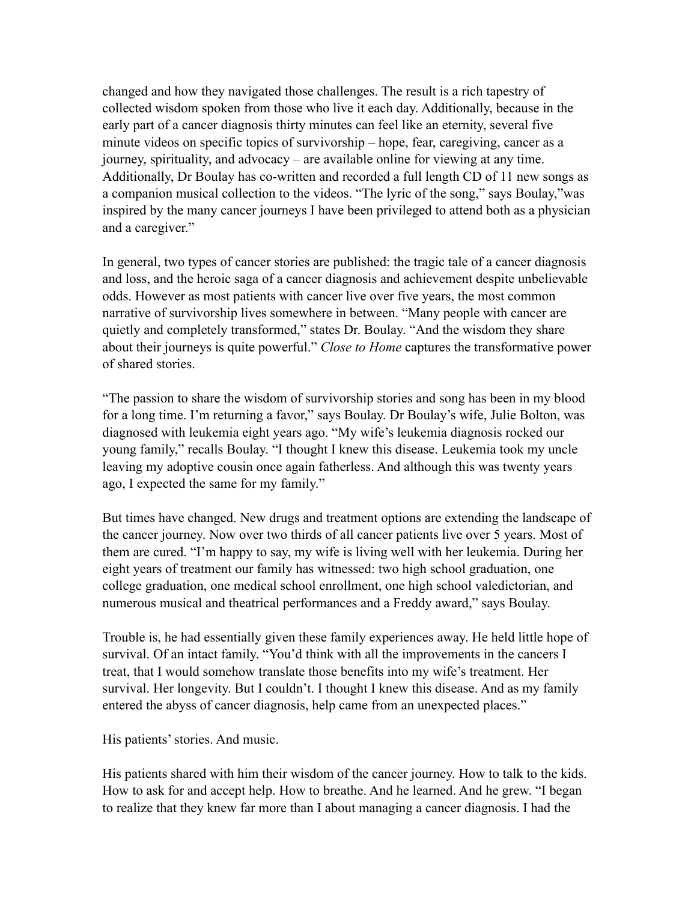changed and how they navigated those challenges. The result is a rich tapestry of collected wisdom spoken from those who live it each day. Additionally, because in the early part of a cancer diagnosis thirty minutes can feel like an eternity, several five minute videos on specific topics of survivorship – hope, fear, caregiving, cancer as a journey, spirituality, and advocacy – are available online for viewing at any time. Additionally, Dr Boulay has co-written and recorded a full length CD of 11 new songs as a companion musical collection to the videos. "The lyric of the song," says Boulay,"was inspired by the many cancer journeys I have been privileged to attend both as a physician and a caregiver."

In general, two types of cancer stories are published: the tragic tale of a cancer diagnosis and loss, and the heroic saga of a cancer diagnosis and achievement despite unbelievable odds. However as most patients with cancer live over five years, the most common narrative of survivorship lives somewhere in between. "Many people with cancer are quietly and completely transformed," states Dr. Boulay. "And the wisdom they share about their journeys is quite powerful." *Close to Home* captures the transformative power of shared stories.

"The passion to share the wisdom of survivorship stories and song has been in my blood for a long time. I'm returning a favor," says Boulay. Dr Boulay's wife, Julie Bolton, was diagnosed with leukemia eight years ago. "My wife's leukemia diagnosis rocked our young family," recalls Boulay. "I thought I knew this disease. Leukemia took my uncle leaving my adoptive cousin once again fatherless. And although this was twenty years ago, I expected the same for my family."

But times have changed. New drugs and treatment options are extending the landscape of the cancer journey. Now over two thirds of all cancer patients live over 5 years. Most of them are cured. "I'm happy to say, my wife is living well with her leukemia. During her eight years of treatment our family has witnessed: two high school graduation, one college graduation, one medical school enrollment, one high school valedictorian, and numerous musical and theatrical performances and a Freddy award," says Boulay.

Trouble is, he had essentially given these family experiences away. He held little hope of survival. Of an intact family. "You'd think with all the improvements in the cancers I treat, that I would somehow translate those benefits into my wife's treatment. Her survival. Her longevity. But I couldn't. I thought I knew this disease. And as my family entered the abyss of cancer diagnosis, help came from an unexpected places."

His patients' stories. And music.

His patients shared with him their wisdom of the cancer journey. How to talk to the kids. How to ask for and accept help. How to breathe. And he learned. And he grew. "I began to realize that they knew far more than I about managing a cancer diagnosis. I had the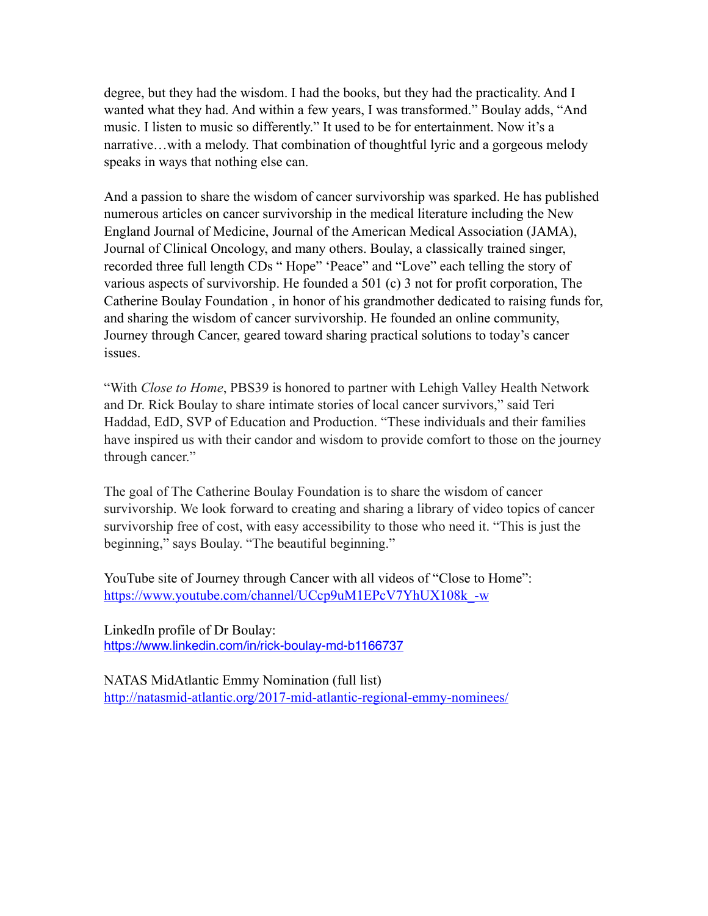degree, but they had the wisdom. I had the books, but they had the practicality. And I wanted what they had. And within a few years, I was transformed." Boulay adds, "And music. I listen to music so differently." It used to be for entertainment. Now it's a narrative…with a melody. That combination of thoughtful lyric and a gorgeous melody speaks in ways that nothing else can.

And a passion to share the wisdom of cancer survivorship was sparked. He has published numerous articles on cancer survivorship in the medical literature including the New England Journal of Medicine, Journal of the American Medical Association (JAMA), Journal of Clinical Oncology, and many others. Boulay, a classically trained singer, recorded three full length CDs " Hope" 'Peace" and "Love" each telling the story of various aspects of survivorship. He founded a 501 (c) 3 not for profit corporation, The Catherine Boulay Foundation , in honor of his grandmother dedicated to raising funds for, and sharing the wisdom of cancer survivorship. He founded an online community, Journey through Cancer, geared toward sharing practical solutions to today's cancer issues.

"With *Close to Home*, PBS39 is honored to partner with Lehigh Valley Health Network and Dr. Rick Boulay to share intimate stories of local cancer survivors," said Teri Haddad, EdD, SVP of Education and Production. "These individuals and their families have inspired us with their candor and wisdom to provide comfort to those on the journey through cancer."

The goal of The Catherine Boulay Foundation is to share the wisdom of cancer survivorship. We look forward to creating and sharing a library of video topics of cancer survivorship free of cost, with easy accessibility to those who need it. "This is just the beginning," says Boulay. "The beautiful beginning."

YouTube site of Journey through Cancer with all videos of "Close to Home":
https://www.youtube.com/channel/UCcp9uM1EPcV7YhUX108k_-w

LinkedIn profile of Dr Boulay:
https://www.linkedin.com/in/rick-boulay-md-b1166737

NATAS MidAtlantic Emmy Nomination (full list)
http://natasmid-atlantic.org/2017-mid-atlantic-regional-emmy-nominees/